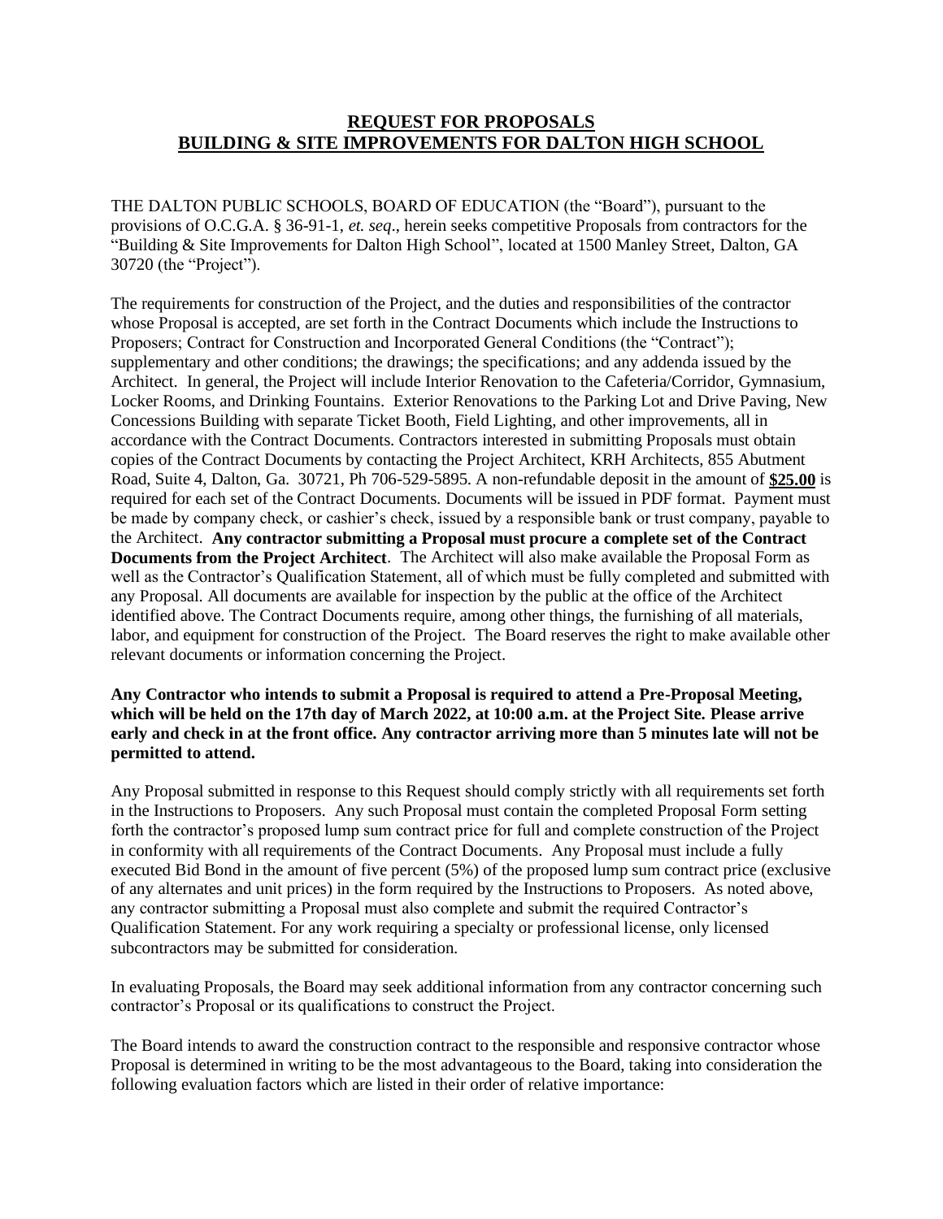# REQUEST FOR PROPOSALS
# BUILDING & SITE IMPROVEMENTS FOR DALTON HIGH SCHOOL

THE DALTON PUBLIC SCHOOLS, BOARD OF EDUCATION (the "Board"), pursuant to the provisions of O.C.G.A. § 36-91-1, *et. seq*., herein seeks competitive Proposals from contractors for the "Building & Site Improvements for Dalton High School", located at 1500 Manley Street, Dalton, GA 30720 (the "Project").

The requirements for construction of the Project, and the duties and responsibilities of the contractor whose Proposal is accepted, are set forth in the Contract Documents which include the Instructions to Proposers; Contract for Construction and Incorporated General Conditions (the "Contract"); supplementary and other conditions; the drawings; the specifications; and any addenda issued by the Architect. In general, the Project will include Interior Renovation to the Cafeteria/Corridor, Gymnasium, Locker Rooms, and Drinking Fountains. Exterior Renovations to the Parking Lot and Drive Paving, New Concessions Building with separate Ticket Booth, Field Lighting, and other improvements, all in accordance with the Contract Documents. Contractors interested in submitting Proposals must obtain copies of the Contract Documents by contacting the Project Architect, KRH Architects, 855 Abutment Road, Suite 4, Dalton, Ga. 30721, Ph 706-529-5895. A non-refundable deposit in the amount of **$25.00** is required for each set of the Contract Documents. Documents will be issued in PDF format. Payment must be made by company check, or cashier's check, issued by a responsible bank or trust company, payable to the Architect. **Any contractor submitting a Proposal must procure a complete set of the Contract Documents from the Project Architect**. The Architect will also make available the Proposal Form as well as the Contractor's Qualification Statement, all of which must be fully completed and submitted with any Proposal. All documents are available for inspection by the public at the office of the Architect identified above. The Contract Documents require, among other things, the furnishing of all materials, labor, and equipment for construction of the Project. The Board reserves the right to make available other relevant documents or information concerning the Project.

**Any Contractor who intends to submit a Proposal is required to attend a Pre-Proposal Meeting, which will be held on the 17th day of March 2022, at 10:00 a.m. at the Project Site. Please arrive early and check in at the front office. Any contractor arriving more than 5 minutes late will not be permitted to attend.**

Any Proposal submitted in response to this Request should comply strictly with all requirements set forth in the Instructions to Proposers. Any such Proposal must contain the completed Proposal Form setting forth the contractor's proposed lump sum contract price for full and complete construction of the Project in conformity with all requirements of the Contract Documents. Any Proposal must include a fully executed Bid Bond in the amount of five percent (5%) of the proposed lump sum contract price (exclusive of any alternates and unit prices) in the form required by the Instructions to Proposers. As noted above, any contractor submitting a Proposal must also complete and submit the required Contractor's Qualification Statement. For any work requiring a specialty or professional license, only licensed subcontractors may be submitted for consideration.

In evaluating Proposals, the Board may seek additional information from any contractor concerning such contractor's Proposal or its qualifications to construct the Project.

The Board intends to award the construction contract to the responsible and responsive contractor whose Proposal is determined in writing to be the most advantageous to the Board, taking into consideration the following evaluation factors which are listed in their order of relative importance: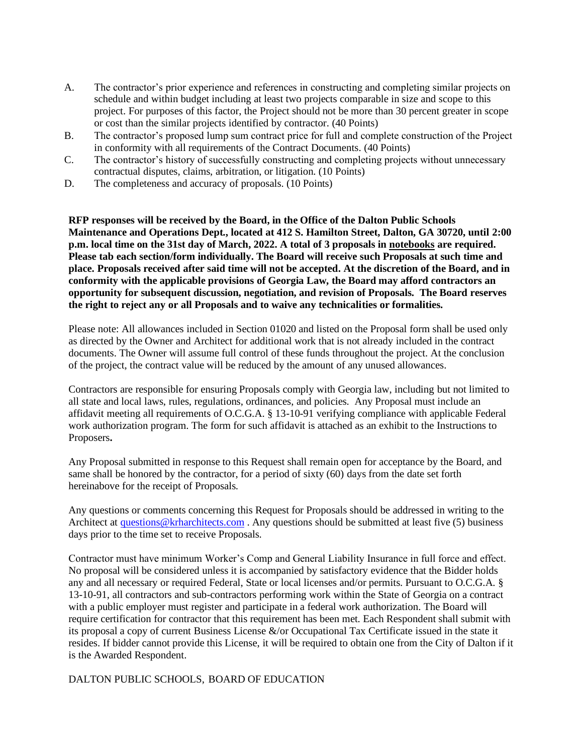A. The contractor's prior experience and references in constructing and completing similar projects on schedule and within budget including at least two projects comparable in size and scope to this project. For purposes of this factor, the Project should not be more than 30 percent greater in scope or cost than the similar projects identified by contractor. (40 Points)

B. The contractor's proposed lump sum contract price for full and complete construction of the Project in conformity with all requirements of the Contract Documents. (40 Points)

C. The contractor's history of successfully constructing and completing projects without unnecessary contractual disputes, claims, arbitration, or litigation. (10 Points)

D. The completeness and accuracy of proposals. (10 Points)

**RFP responses will be received by the Board, in the Office of the Dalton Public Schools Maintenance and Operations Dept., located at 412 S. Hamilton Street, Dalton, GA 30720, until 2:00 p.m. local time on the 31st day of March, 2022. A total of 3 proposals in <u>notebooks</u> are required. Please tab each section/form individually. The Board will receive such Proposals at such time and place. Proposals received after said time will not be accepted. At the discretion of the Board, and in conformity with the applicable provisions of Georgia Law, the Board may afford contractors an opportunity for subsequent discussion, negotiation, and revision of Proposals. The Board reserves the right to reject any or all Proposals and to waive any technicalities or formalities.**

Please note: All allowances included in Section 01020 and listed on the Proposal form shall be used only as directed by the Owner and Architect for additional work that is not already included in the contract documents. The Owner will assume full control of these funds throughout the project. At the conclusion of the project, the contract value will be reduced by the amount of any unused allowances.

Contractors are responsible for ensuring Proposals comply with Georgia law, including but not limited to all state and local laws, rules, regulations, ordinances, and policies. Any Proposal must include an affidavit meeting all requirements of O.C.G.A. § 13-10-91 verifying compliance with applicable Federal work authorization program. The form for such affidavit is attached as an exhibit to the Instructions to Proposers**.**

Any Proposal submitted in response to this Request shall remain open for acceptance by the Board, and same shall be honored by the contractor, for a period of sixty (60) days from the date set forth hereinabove for the receipt of Proposals.

Any questions or comments concerning this Request for Proposals should be addressed in writing to the Architect at questions@krharchitects.com . Any questions should be submitted at least five (5) business days prior to the time set to receive Proposals.

Contractor must have minimum Worker's Comp and General Liability Insurance in full force and effect. No proposal will be considered unless it is accompanied by satisfactory evidence that the Bidder holds any and all necessary or required Federal, State or local licenses and/or permits. Pursuant to O.C.G.A. § 13-10-91, all contractors and sub-contractors performing work within the State of Georgia on a contract with a public employer must register and participate in a federal work authorization. The Board will require certification for contractor that this requirement has been met. Each Respondent shall submit with its proposal a copy of current Business License &/or Occupational Tax Certificate issued in the state it resides. If bidder cannot provide this License, it will be required to obtain one from the City of Dalton if it is the Awarded Respondent.

DALTON PUBLIC SCHOOLS, BOARD OF EDUCATION